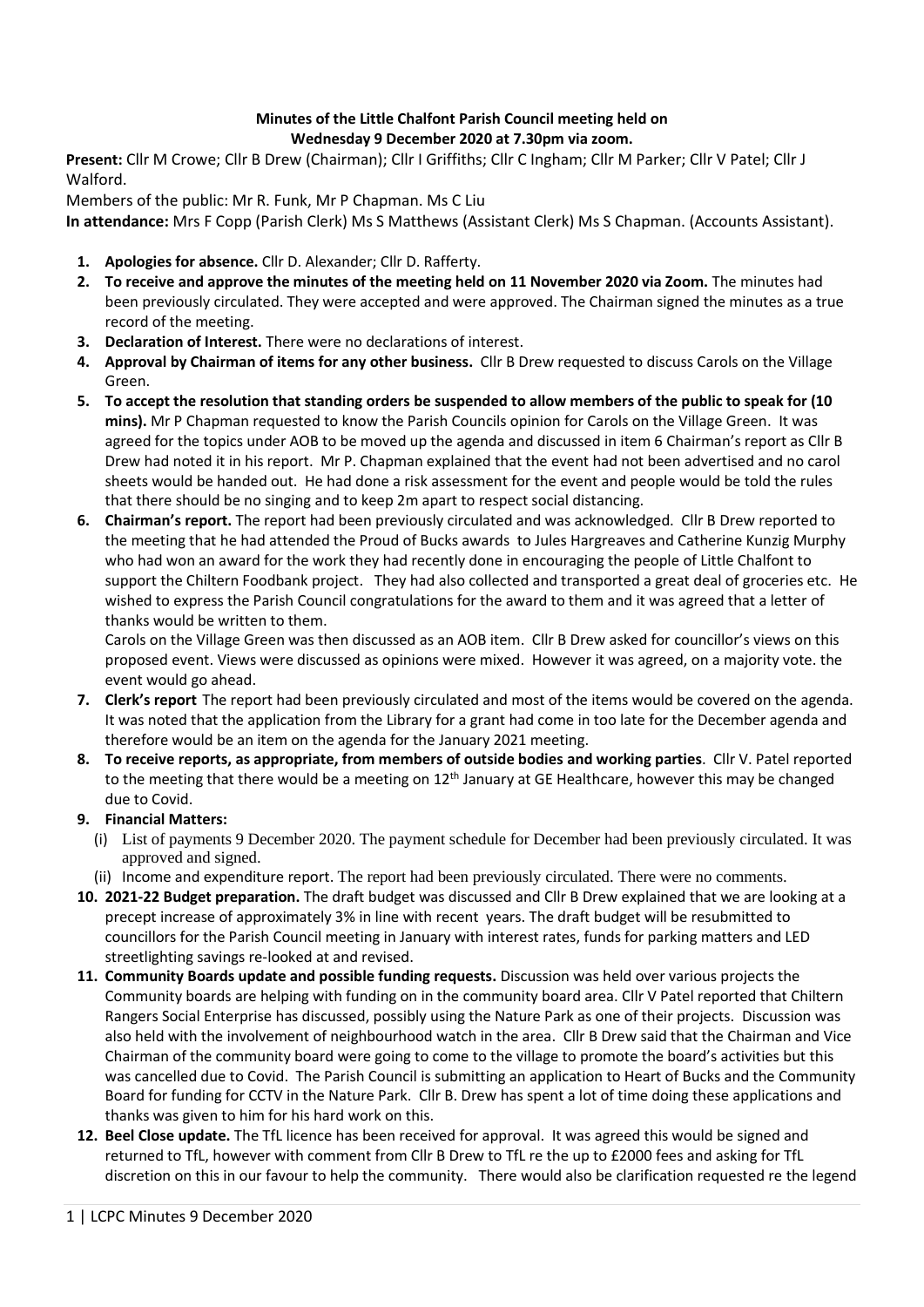**Minutes of the Little Chalfont Parish Council meeting held on**
**Wednesday 9 December 2020 at 7.30pm via zoom.**

**Present:** Cllr M Crowe; Cllr B Drew (Chairman); Cllr I Griffiths; Cllr C Ingham; Cllr M Parker; Cllr V Patel; Cllr J Walford.

Members of the public: Mr R. Funk, Mr P Chapman. Ms C Liu

**In attendance:** Mrs F Copp (Parish Clerk) Ms S Matthews (Assistant Clerk) Ms S Chapman. (Accounts Assistant).

1. **Apologies for absence.** Cllr D. Alexander; Cllr D. Rafferty.
2. **To receive and approve the minutes of the meeting held on 11 November 2020 via Zoom.** The minutes had been previously circulated. They were accepted and were approved. The Chairman signed the minutes as a true record of the meeting.
3. **Declaration of Interest.** There were no declarations of interest.
4. **Approval by Chairman of items for any other business.** Cllr B Drew requested to discuss Carols on the Village Green.
5. **To accept the resolution that standing orders be suspended to allow members of the public to speak for (10 mins).** Mr P Chapman requested to know the Parish Councils opinion for Carols on the Village Green. It was agreed for the topics under AOB to be moved up the agenda and discussed in item 6 Chairman's report as Cllr B Drew had noted it in his report. Mr P. Chapman explained that the event had not been advertised and no carol sheets would be handed out. He had done a risk assessment for the event and people would be told the rules that there should be no singing and to keep 2m apart to respect social distancing.
6. **Chairman's report.** The report had been previously circulated and was acknowledged. Cllr B Drew reported to the meeting that he had attended the Proud of Bucks awards to Jules Hargreaves and Catherine Kunzig Murphy who had won an award for the work they had recently done in encouraging the people of Little Chalfont to support the Chiltern Foodbank project. They had also collected and transported a great deal of groceries etc. He wished to express the Parish Council congratulations for the award to them and it was agreed that a letter of thanks would be written to them.

   Carols on the Village Green was then discussed as an AOB item. Cllr B Drew asked for councillor's views on this proposed event. Views were discussed as opinions were mixed. However it was agreed, on a majority vote. the event would go ahead.
7. **Clerk's report** The report had been previously circulated and most of the items would be covered on the agenda. It was noted that the application from the Library for a grant had come in too late for the December agenda and therefore would be an item on the agenda for the January 2021 meeting.
8. **To receive reports, as appropriate, from members of outside bodies and working parties**. Cllr V. Patel reported to the meeting that there would be a meeting on 12th January at GE Healthcare, however this may be changed due to Covid.
9. **Financial Matters:**
   (i) List of payments 9 December 2020. The payment schedule for December had been previously circulated. It was approved and signed.
   (ii) Income and expenditure report. The report had been previously circulated. There were no comments.
10. **2021-22 Budget preparation.** The draft budget was discussed and Cllr B Drew explained that we are looking at a precept increase of approximately 3% in line with recent years. The draft budget will be resubmitted to councillors for the Parish Council meeting in January with interest rates, funds for parking matters and LED streetlighting savings re-looked at and revised.
11. **Community Boards update and possible funding requests.** Discussion was held over various projects the Community boards are helping with funding on in the community board area. Cllr V Patel reported that Chiltern Rangers Social Enterprise has discussed, possibly using the Nature Park as one of their projects. Discussion was also held with the involvement of neighbourhood watch in the area. Cllr B Drew said that the Chairman and Vice Chairman of the community board were going to come to the village to promote the board's activities but this was cancelled due to Covid. The Parish Council is submitting an application to Heart of Bucks and the Community Board for funding for CCTV in the Nature Park. Cllr B. Drew has spent a lot of time doing these applications and thanks was given to him for his hard work on this.
12. **Beel Close update.** The TfL licence has been received for approval. It was agreed this would be signed and returned to TfL, however with comment from Cllr B Drew to TfL re the up to £2000 fees and asking for TfL discretion on this in our favour to help the community. There would also be clarification requested re the legend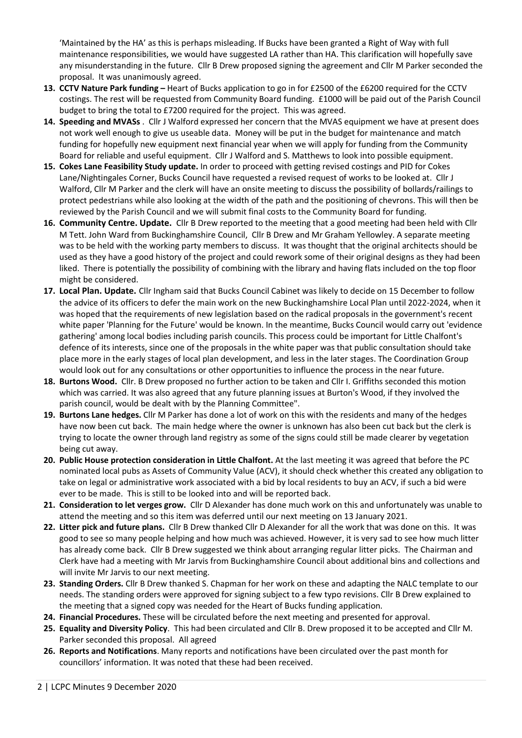'Maintained by the HA' as this is perhaps misleading. If Bucks have been granted a Right of Way with full maintenance responsibilities, we would have suggested LA rather than HA. This clarification will hopefully save any misunderstanding in the future. Cllr B Drew proposed signing the agreement and Cllr M Parker seconded the proposal. It was unanimously agreed.

13. **CCTV Nature Park funding –** Heart of Bucks application to go in for £2500 of the £6200 required for the CCTV costings. The rest will be requested from Community Board funding. £1000 will be paid out of the Parish Council budget to bring the total to £7200 required for the project. This was agreed.
14. **Speeding and MVASs** . Cllr J Walford expressed her concern that the MVAS equipment we have at present does not work well enough to give us useable data. Money will be put in the budget for maintenance and match funding for hopefully new equipment next financial year when we will apply for funding from the Community Board for reliable and useful equipment. Cllr J Walford and S. Matthews to look into possible equipment.
15. **Cokes Lane Feasibility Study update.** In order to proceed with getting revised costings and PID for Cokes Lane/Nightingales Corner, Bucks Council have requested a revised request of works to be looked at. Cllr J Walford, Cllr M Parker and the clerk will have an onsite meeting to discuss the possibility of bollards/railings to protect pedestrians while also looking at the width of the path and the positioning of chevrons. This will then be reviewed by the Parish Council and we will submit final costs to the Community Board for funding.
16. **Community Centre. Update.** Cllr B Drew reported to the meeting that a good meeting had been held with Cllr M Tett. John Ward from Buckinghamshire Council, Cllr B Drew and Mr Graham Yellowley. A separate meeting was to be held with the working party members to discuss. It was thought that the original architects should be used as they have a good history of the project and could rework some of their original designs as they had been liked. There is potentially the possibility of combining with the library and having flats included on the top floor might be considered.
17. **Local Plan. Update.** Cllr Ingham said that Bucks Council Cabinet was likely to decide on 15 December to follow the advice of its officers to defer the main work on the new Buckinghamshire Local Plan until 2022-2024, when it was hoped that the requirements of new legislation based on the radical proposals in the government's recent white paper 'Planning for the Future' would be known. In the meantime, Bucks Council would carry out 'evidence gathering' among local bodies including parish councils. This process could be important for Little Chalfont's defence of its interests, since one of the proposals in the white paper was that public consultation should take place more in the early stages of local plan development, and less in the later stages. The Coordination Group would look out for any consultations or other opportunities to influence the process in the near future.
18. **Burtons Wood.** Cllr. B Drew proposed no further action to be taken and Cllr I. Griffiths seconded this motion which was carried. It was also agreed that any future planning issues at Burton's Wood, if they involved the parish council, would be dealt with by the Planning Committee".
19. **Burtons Lane hedges.** Cllr M Parker has done a lot of work on this with the residents and many of the hedges have now been cut back. The main hedge where the owner is unknown has also been cut back but the clerk is trying to locate the owner through land registry as some of the signs could still be made clearer by vegetation being cut away.
20. **Public House protection consideration in Little Chalfont.** At the last meeting it was agreed that before the PC nominated local pubs as Assets of Community Value (ACV), it should check whether this created any obligation to take on legal or administrative work associated with a bid by local residents to buy an ACV, if such a bid were ever to be made. This is still to be looked into and will be reported back.
21. **Consideration to let verges grow.** Cllr D Alexander has done much work on this and unfortunately was unable to attend the meeting and so this item was deferred until our next meeting on 13 January 2021.
22. **Litter pick and future plans.** Cllr B Drew thanked Cllr D Alexander for all the work that was done on this. It was good to see so many people helping and how much was achieved. However, it is very sad to see how much litter has already come back. Cllr B Drew suggested we think about arranging regular litter picks. The Chairman and Clerk have had a meeting with Mr Jarvis from Buckinghamshire Council about additional bins and collections and will invite Mr Jarvis to our next meeting.
23. **Standing Orders.** Cllr B Drew thanked S. Chapman for her work on these and adapting the NALC template to our needs. The standing orders were approved for signing subject to a few typo revisions. Cllr B Drew explained to the meeting that a signed copy was needed for the Heart of Bucks funding application.
24. **Financial Procedures.** These will be circulated before the next meeting and presented for approval.
25. **Equality and Diversity Policy**. This had been circulated and Cllr B. Drew proposed it to be accepted and Cllr M. Parker seconded this proposal. All agreed
26. **Reports and Notifications**. Many reports and notifications have been circulated over the past month for councillors' information. It was noted that these had been received.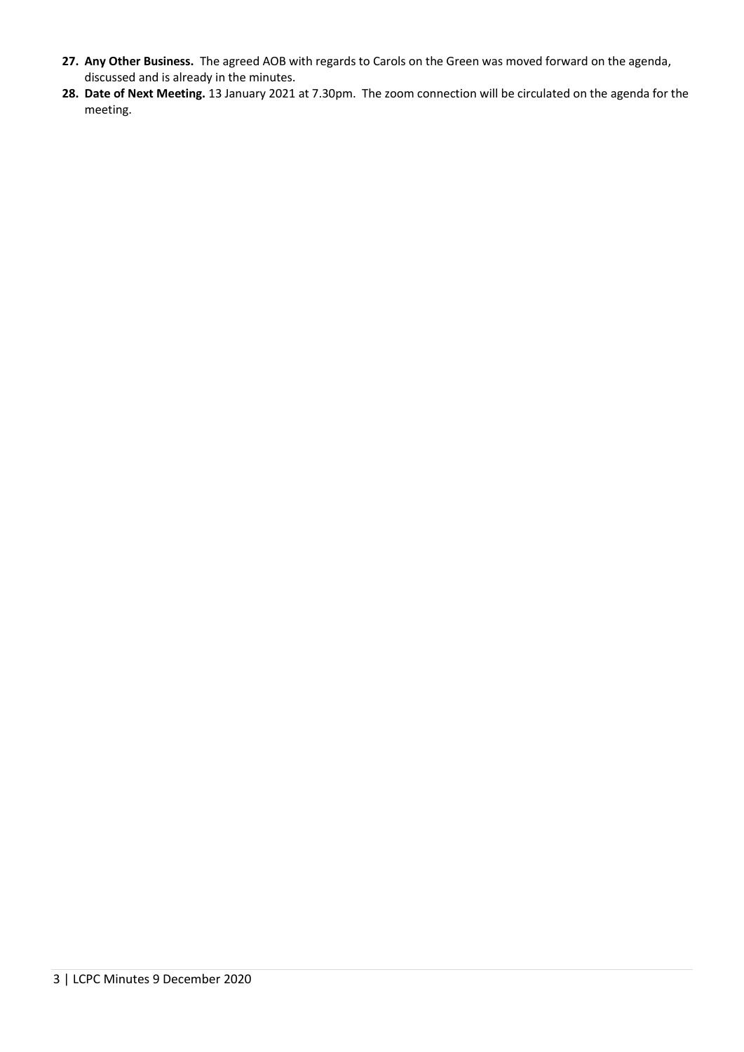27. **Any Other Business.** The agreed AOB with regards to Carols on the Green was moved forward on the agenda, discussed and is already in the minutes.
28. **Date of Next Meeting.** 13 January 2021 at 7.30pm. The zoom connection will be circulated on the agenda for the meeting.